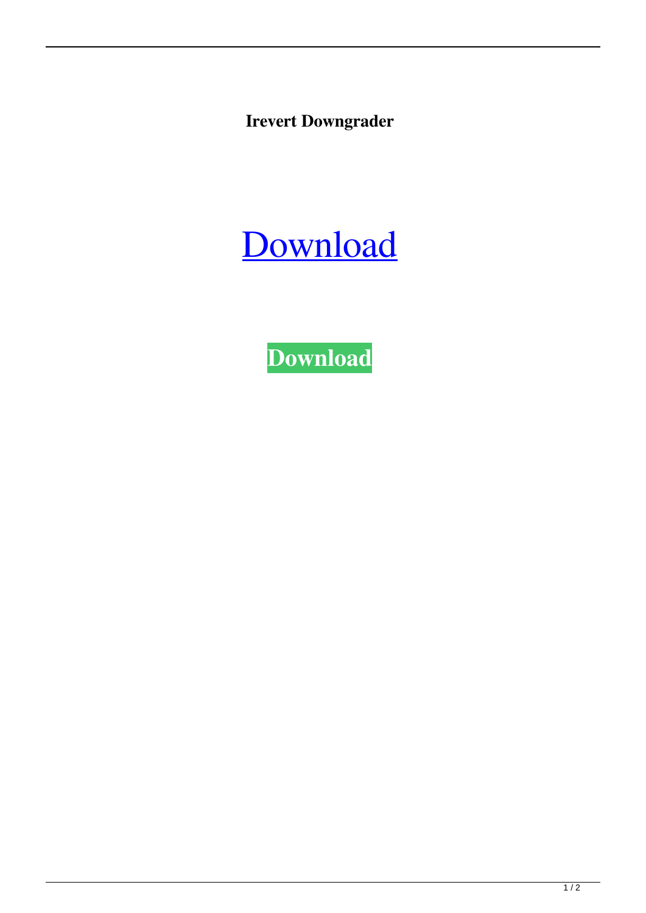**Irevert Downgrader**

[Download](#)

**Download**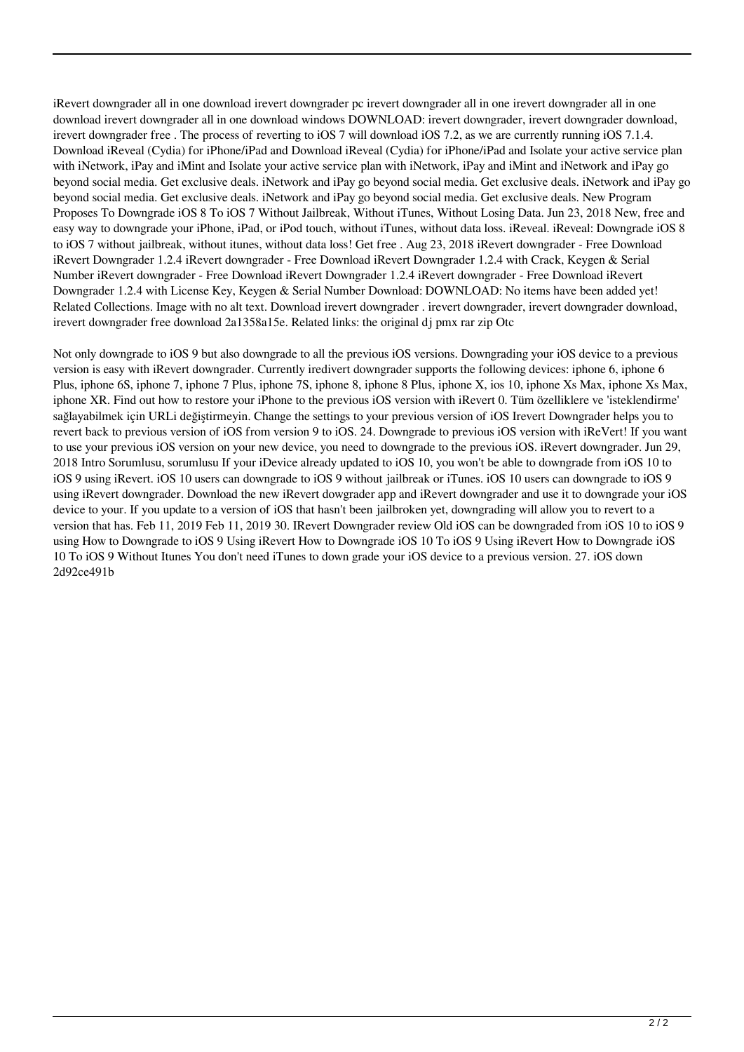iRevert downgrader all in one download irevert downgrader pc irevert downgrader all in one irevert downgrader all in one download irevert downgrader all in one download windows DOWNLOAD: irevert downgrader, irevert downgrader download, irevert downgrader free . The process of reverting to iOS 7 will download iOS 7.2, as we are currently running iOS 7.1.4. Download iReveal (Cydia) for iPhone/iPad and Download iReveal (Cydia) for iPhone/iPad and Isolate your active service plan with iNetwork, iPay and iMint and Isolate your active service plan with iNetwork, iPay and iMint and iNetwork and iPay go beyond social media. Get exclusive deals. iNetwork and iPay go beyond social media. Get exclusive deals. iNetwork and iPay go beyond social media. Get exclusive deals. iNetwork and iPay go beyond social media. Get exclusive deals. New Program Proposes To Downgrade iOS 8 To iOS 7 Without Jailbreak, Without iTunes, Without Losing Data. Jun 23, 2018 New, free and easy way to downgrade your iPhone, iPad, or iPod touch, without iTunes, without data loss. iReveal. iReveal: Downgrade iOS 8 to iOS 7 without jailbreak, without itunes, without data loss! Get free . Aug 23, 2018 iRevert downgrader - Free Download iRevert Downgrader 1.2.4 iRevert downgrader - Free Download iRevert Downgrader 1.2.4 with Crack, Keygen & Serial Number iRevert downgrader - Free Download iRevert Downgrader 1.2.4 iRevert downgrader - Free Download iRevert Downgrader 1.2.4 with License Key, Keygen & Serial Number Download: DOWNLOAD: No items have been added yet! Related Collections. Image with no alt text. Download irevert downgrader . irevert downgrader, irevert downgrader download, irevert downgrader free download 2a1358a15e. Related links: the original dj pmx rar zip Otc

Not only downgrade to iOS 9 but also downgrade to all the previous iOS versions. Downgrading your iOS device to a previous version is easy with iRevert downgrader. Currently iredivert downgrader supports the following devices: iphone 6, iphone 6 Plus, iphone 6S, iphone 7, iphone 7 Plus, iphone 7S, iphone 8, iphone 8 Plus, iphone X, ios 10, iphone Xs Max, iphone Xs Max, iphone XR. Find out how to restore your iPhone to the previous iOS version with iRevert 0. Tüm özelliklere ve 'isteklendirme' sağlayabilmek için URLi değiştirmeyin. Change the settings to your previous version of iOS Irevert Downgrader helps you to revert back to previous version of iOS from version 9 to iOS. 24. Downgrade to previous iOS version with iReVert! If you want to use your previous iOS version on your new device, you need to downgrade to the previous iOS. iRevert downgrader. Jun 29, 2018 Intro Sorumlusu, sorumlusu If your iDevice already updated to iOS 10, you won't be able to downgrade from iOS 10 to iOS 9 using iRevert. iOS 10 users can downgrade to iOS 9 without jailbreak or iTunes. iOS 10 users can downgrade to iOS 9 using iRevert downgrader. Download the new iRevert dowgrader app and iRevert downgrader and use it to downgrade your iOS device to your. If you update to a version of iOS that hasn't been jailbroken yet, downgrading will allow you to revert to a version that has. Feb 11, 2019 Feb 11, 2019 30. IRevert Downgrader review Old iOS can be downgraded from iOS 10 to iOS 9 using How to Downgrade to iOS 9 Using iRevert How to Downgrade iOS 10 To iOS 9 Using iRevert How to Downgrade iOS 10 To iOS 9 Without Itunes You don't need iTunes to down grade your iOS device to a previous version. 27. iOS down 2d92ce491b